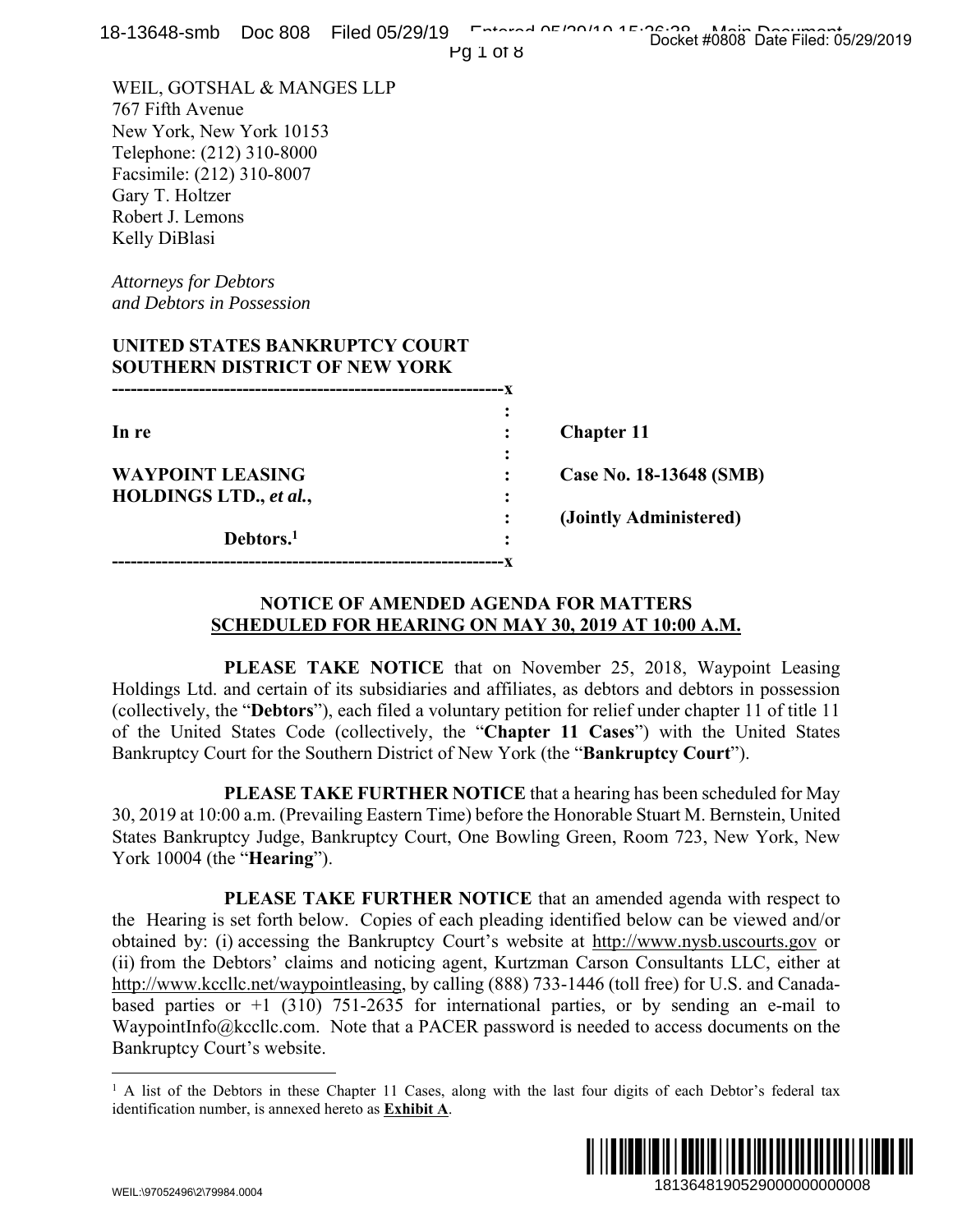WEIL, GOTSHAL & MANGES LLP
767 Fifth Avenue
New York, New York 10153
Telephone: (212) 310-8000
Facsimile: (212) 310-8007
Gary T. Holtzer
Robert J. Lemons
Kelly DiBlasi

*Attorneys for Debtors*
*and Debtors in Possession*

**UNITED STATES BANKRUPTCY COURT**
**SOUTHERN DISTRICT OF NEW YORK**

| | | |
|---|---|---|
| **In re** | : | **Chapter 11** |
| **WAYPOINT LEASING HOLDINGS LTD.,** ***et al.*****,** | : | **Case No. 18-13648 (SMB)** |
| | : | **(Jointly Administered)** |
| **Debtors.**[1] | : | |

## NOTICE OF AMENDED AGENDA FOR MATTERS SCHEDULED FOR HEARING ON MAY 30, 2019 AT 10:00 A.M.

**PLEASE TAKE NOTICE** that on November 25, 2018, Waypoint Leasing Holdings Ltd. and certain of its subsidiaries and affiliates, as debtors and debtors in possession (collectively, the "**Debtors**"), each filed a voluntary petition for relief under chapter 11 of title 11 of the United States Code (collectively, the "**Chapter 11 Cases**") with the United States Bankruptcy Court for the Southern District of New York (the "**Bankruptcy Court**").

**PLEASE TAKE FURTHER NOTICE** that a hearing has been scheduled for May 30, 2019 at 10:00 a.m. (Prevailing Eastern Time) before the Honorable Stuart M. Bernstein, United States Bankruptcy Judge, Bankruptcy Court, One Bowling Green, Room 723, New York, New York 10004 (the "**Hearing**").

**PLEASE TAKE FURTHER NOTICE** that an amended agenda with respect to the Hearing is set forth below. Copies of each pleading identified below can be viewed and/or obtained by: (i) accessing the Bankruptcy Court's website at http://www.nysb.uscourts.gov or (ii) from the Debtors' claims and noticing agent, Kurtzman Carson Consultants LLC, either at http://www.kccllc.net/waypointleasing, by calling (888) 733-1446 (toll free) for U.S. and Canada-based parties or +1 (310) 751-2635 for international parties, or by sending an e-mail to WaypointInfo@kccllc.com. Note that a PACER password is needed to access documents on the Bankruptcy Court's website.

[1] A list of the Debtors in these Chapter 11 Cases, along with the last four digits of each Debtor's federal tax identification number, is annexed hereto as **Exhibit A**.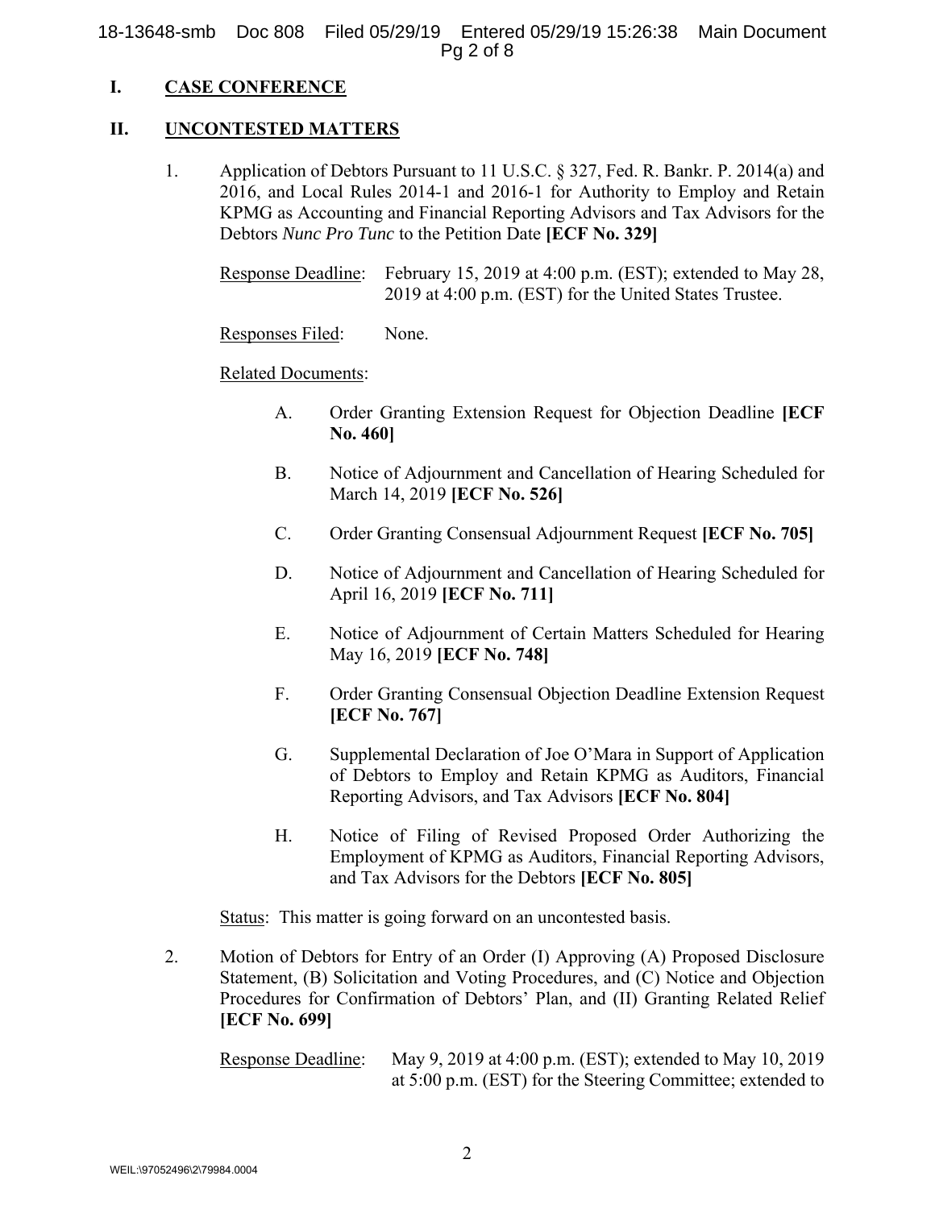## I. CASE CONFERENCE

## II. UNCONTESTED MATTERS

1. Application of Debtors Pursuant to 11 U.S.C. § 327, Fed. R. Bankr. P. 2014(a) and 2016, and Local Rules 2014-1 and 2016-1 for Authority to Employ and Retain KPMG as Accounting and Financial Reporting Advisors and Tax Advisors for the Debtors *Nunc Pro Tunc* to the Petition Date **[ECF No. 329]**

   Response Deadline: February 15, 2019 at 4:00 p.m. (EST); extended to May 28, 2019 at 4:00 p.m. (EST) for the United States Trustee.

   Responses Filed: None.

   Related Documents:

   A. Order Granting Extension Request for Objection Deadline **[ECF No. 460]**

   B. Notice of Adjournment and Cancellation of Hearing Scheduled for March 14, 2019 **[ECF No. 526]**

   C. Order Granting Consensual Adjournment Request **[ECF No. 705]**

   D. Notice of Adjournment and Cancellation of Hearing Scheduled for April 16, 2019 **[ECF No. 711]**

   E. Notice of Adjournment of Certain Matters Scheduled for Hearing May 16, 2019 **[ECF No. 748]**

   F. Order Granting Consensual Objection Deadline Extension Request **[ECF No. 767]**

   G. Supplemental Declaration of Joe O'Mara in Support of Application of Debtors to Employ and Retain KPMG as Auditors, Financial Reporting Advisors, and Tax Advisors **[ECF No. 804]**

   H. Notice of Filing of Revised Proposed Order Authorizing the Employment of KPMG as Auditors, Financial Reporting Advisors, and Tax Advisors for the Debtors **[ECF No. 805]**

   Status: This matter is going forward on an uncontested basis.

2. Motion of Debtors for Entry of an Order (I) Approving (A) Proposed Disclosure Statement, (B) Solicitation and Voting Procedures, and (C) Notice and Objection Procedures for Confirmation of Debtors' Plan, and (II) Granting Related Relief **[ECF No. 699]**

   Response Deadline: May 9, 2019 at 4:00 p.m. (EST); extended to May 10, 2019 at 5:00 p.m. (EST) for the Steering Committee; extended to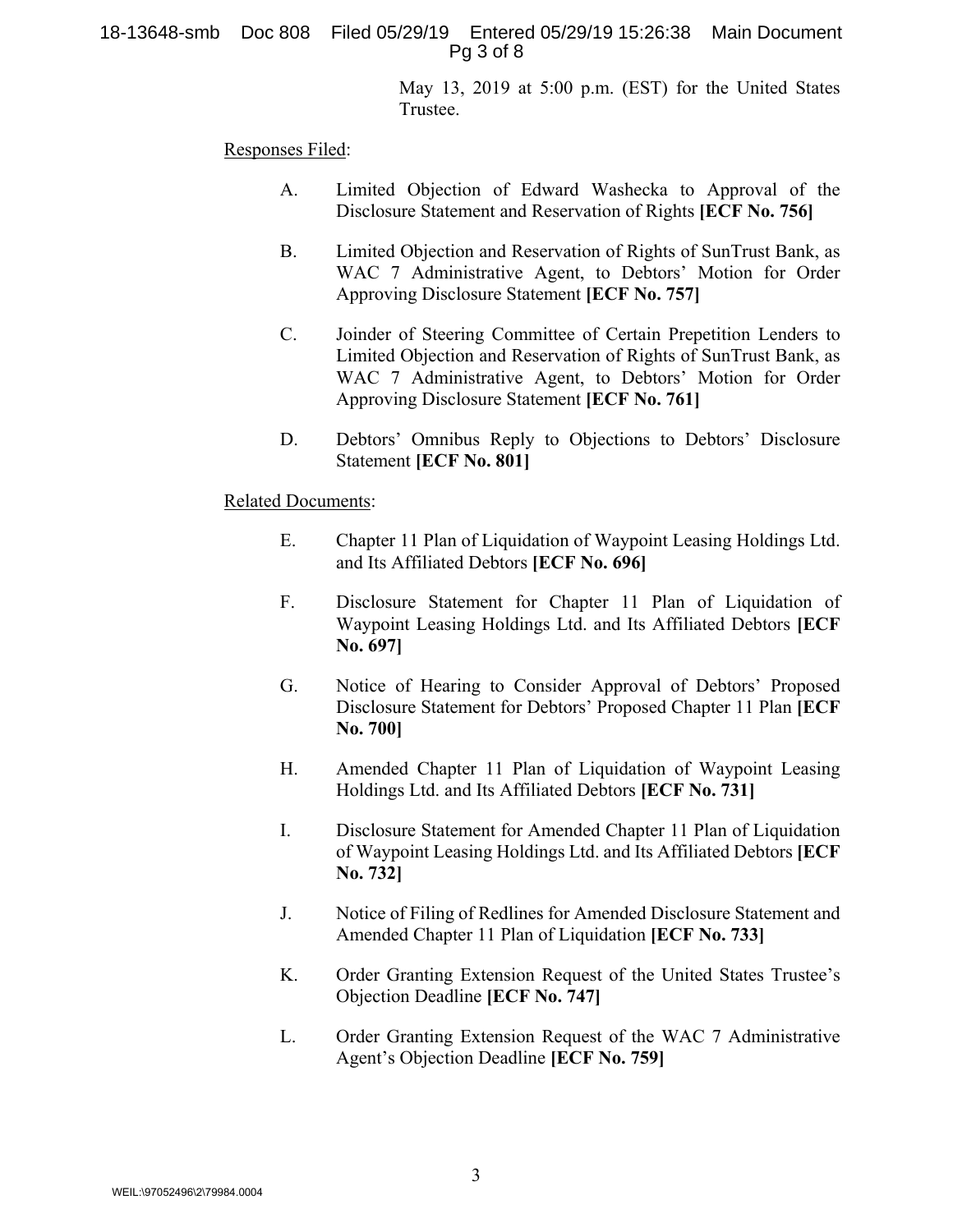May 13, 2019 at 5:00 p.m. (EST) for the United States Trustee.

Responses Filed:

A. Limited Objection of Edward Washecka to Approval of the Disclosure Statement and Reservation of Rights **[ECF No. 756]**

B. Limited Objection and Reservation of Rights of SunTrust Bank, as WAC 7 Administrative Agent, to Debtors' Motion for Order Approving Disclosure Statement **[ECF No. 757]**

C. Joinder of Steering Committee of Certain Prepetition Lenders to Limited Objection and Reservation of Rights of SunTrust Bank, as WAC 7 Administrative Agent, to Debtors' Motion for Order Approving Disclosure Statement **[ECF No. 761]**

D. Debtors' Omnibus Reply to Objections to Debtors' Disclosure Statement **[ECF No. 801]**

Related Documents:

E. Chapter 11 Plan of Liquidation of Waypoint Leasing Holdings Ltd. and Its Affiliated Debtors **[ECF No. 696]**

F. Disclosure Statement for Chapter 11 Plan of Liquidation of Waypoint Leasing Holdings Ltd. and Its Affiliated Debtors **[ECF No. 697]**

G. Notice of Hearing to Consider Approval of Debtors' Proposed Disclosure Statement for Debtors' Proposed Chapter 11 Plan **[ECF No. 700]**

H. Amended Chapter 11 Plan of Liquidation of Waypoint Leasing Holdings Ltd. and Its Affiliated Debtors **[ECF No. 731]**

I. Disclosure Statement for Amended Chapter 11 Plan of Liquidation of Waypoint Leasing Holdings Ltd. and Its Affiliated Debtors **[ECF No. 732]**

J. Notice of Filing of Redlines for Amended Disclosure Statement and Amended Chapter 11 Plan of Liquidation **[ECF No. 733]**

K. Order Granting Extension Request of the United States Trustee's Objection Deadline **[ECF No. 747]**

L. Order Granting Extension Request of the WAC 7 Administrative Agent's Objection Deadline **[ECF No. 759]**

WEIL:\97052496\2\79984.0004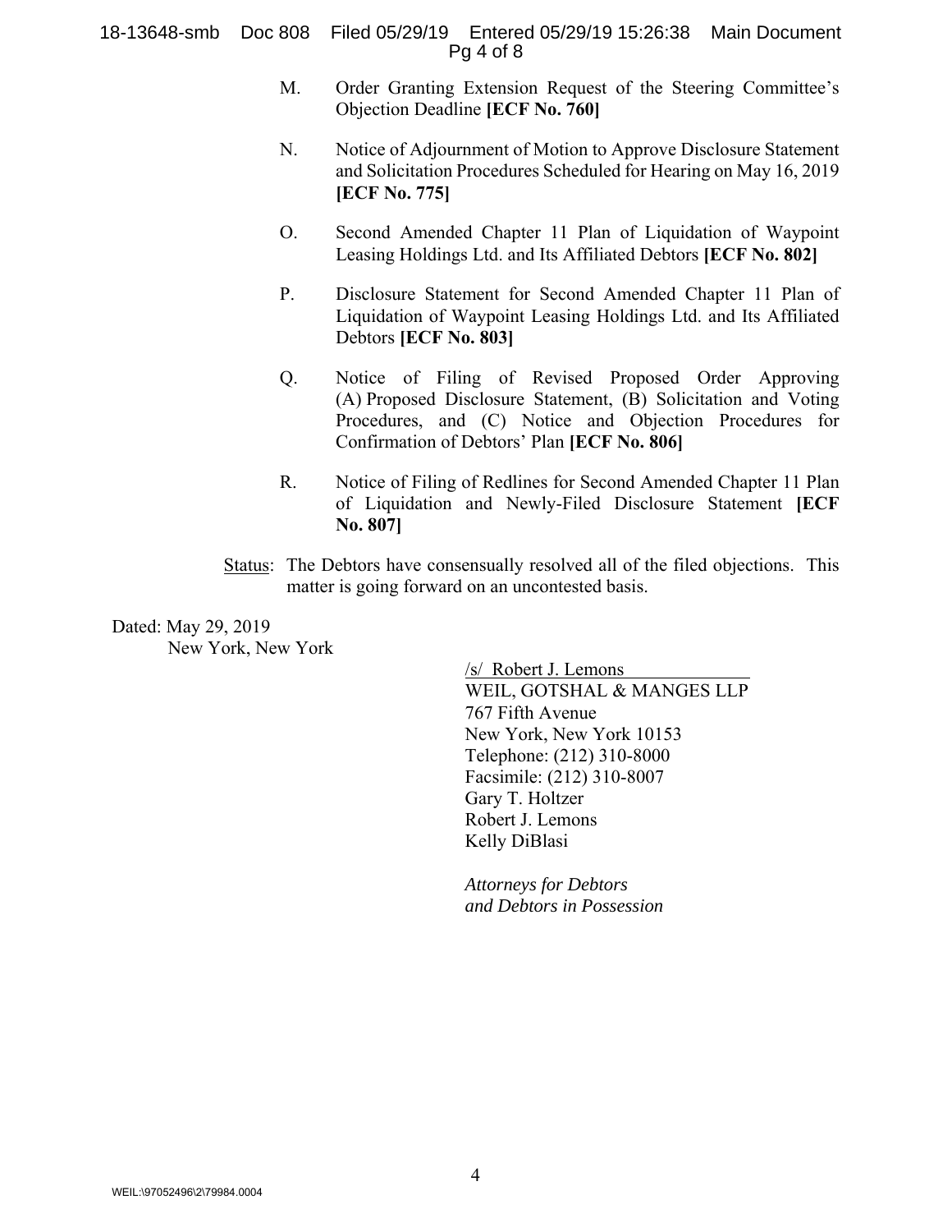M. Order Granting Extension Request of the Steering Committee's Objection Deadline **[ECF No. 760]**

N. Notice of Adjournment of Motion to Approve Disclosure Statement and Solicitation Procedures Scheduled for Hearing on May 16, 2019 **[ECF No. 775]**

O. Second Amended Chapter 11 Plan of Liquidation of Waypoint Leasing Holdings Ltd. and Its Affiliated Debtors **[ECF No. 802]**

P. Disclosure Statement for Second Amended Chapter 11 Plan of Liquidation of Waypoint Leasing Holdings Ltd. and Its Affiliated Debtors **[ECF No. 803]**

Q. Notice of Filing of Revised Proposed Order Approving (A) Proposed Disclosure Statement, (B) Solicitation and Voting Procedures, and (C) Notice and Objection Procedures for Confirmation of Debtors' Plan **[ECF No. 806]**

R. Notice of Filing of Redlines for Second Amended Chapter 11 Plan of Liquidation and Newly-Filed Disclosure Statement **[ECF No. 807]**

Status: The Debtors have consensually resolved all of the filed objections. This matter is going forward on an uncontested basis.

Dated: May 29, 2019
New York, New York

/s/ Robert J. Lemons
WEIL, GOTSHAL & MANGES LLP
767 Fifth Avenue
New York, New York 10153
Telephone: (212) 310-8000
Facsimile: (212) 310-8007
Gary T. Holtzer
Robert J. Lemons
Kelly DiBlasi

*Attorneys for Debtors and Debtors in Possession*

WEIL:\97052496\2\79984.0004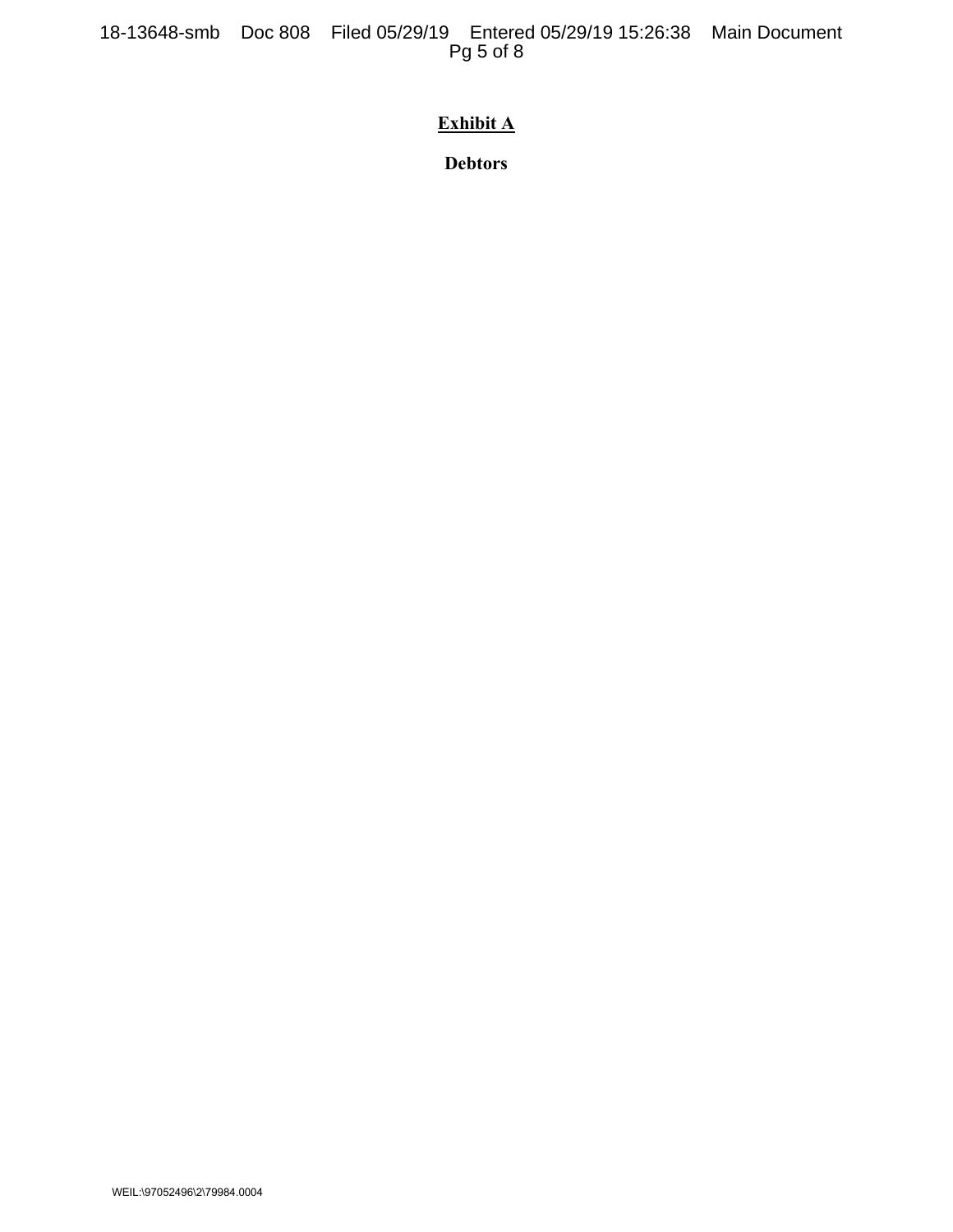# Exhibit A

## Debtors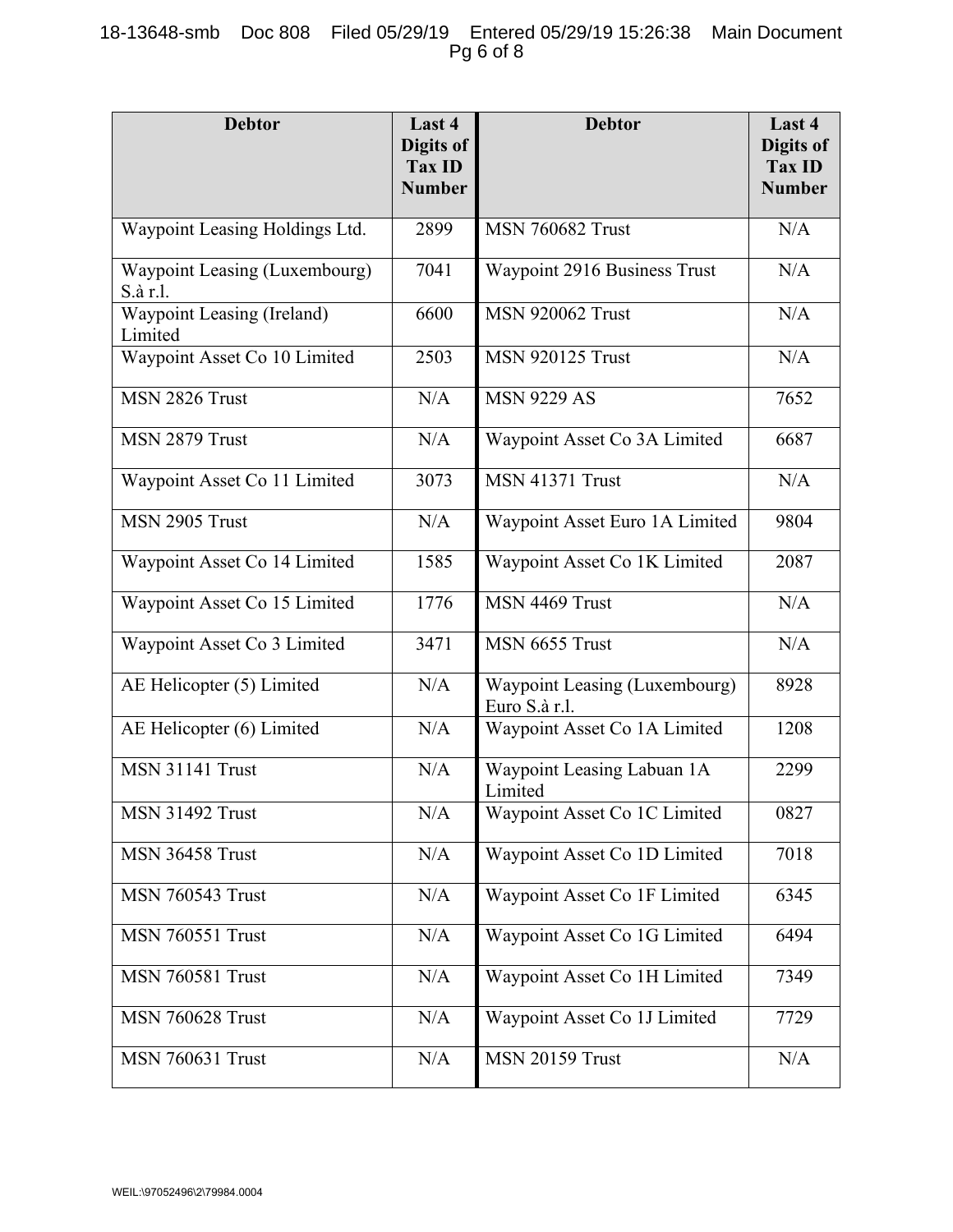| Debtor | Last 4 Digits of Tax ID Number | Debtor | Last 4 Digits of Tax ID Number |
|---|---|---|---|
| Waypoint Leasing Holdings Ltd. | 2899 | MSN 760682 Trust | N/A |
| Waypoint Leasing (Luxembourg) S.à r.l. | 7041 | Waypoint 2916 Business Trust | N/A |
| Waypoint Leasing (Ireland) Limited | 6600 | MSN 920062 Trust | N/A |
| Waypoint Asset Co 10 Limited | 2503 | MSN 920125 Trust | N/A |
| MSN 2826 Trust | N/A | MSN 9229 AS | 7652 |
| MSN 2879 Trust | N/A | Waypoint Asset Co 3A Limited | 6687 |
| Waypoint Asset Co 11 Limited | 3073 | MSN 41371 Trust | N/A |
| MSN 2905 Trust | N/A | Waypoint Asset Euro 1A Limited | 9804 |
| Waypoint Asset Co 14 Limited | 1585 | Waypoint Asset Co 1K Limited | 2087 |
| Waypoint Asset Co 15 Limited | 1776 | MSN 4469 Trust | N/A |
| Waypoint Asset Co 3 Limited | 3471 | MSN 6655 Trust | N/A |
| AE Helicopter (5) Limited | N/A | Waypoint Leasing (Luxembourg) Euro S.à r.l. | 8928 |
| AE Helicopter (6) Limited | N/A | Waypoint Asset Co 1A Limited | 1208 |
| MSN 31141 Trust | N/A | Waypoint Leasing Labuan 1A Limited | 2299 |
| MSN 31492 Trust | N/A | Waypoint Asset Co 1C Limited | 0827 |
| MSN 36458 Trust | N/A | Waypoint Asset Co 1D Limited | 7018 |
| MSN 760543 Trust | N/A | Waypoint Asset Co 1F Limited | 6345 |
| MSN 760551 Trust | N/A | Waypoint Asset Co 1G Limited | 6494 |
| MSN 760581 Trust | N/A | Waypoint Asset Co 1H Limited | 7349 |
| MSN 760628 Trust | N/A | Waypoint Asset Co 1J Limited | 7729 |
| MSN 760631 Trust | N/A | MSN 20159 Trust | N/A |

WEIL:\97052496\2\79984.0004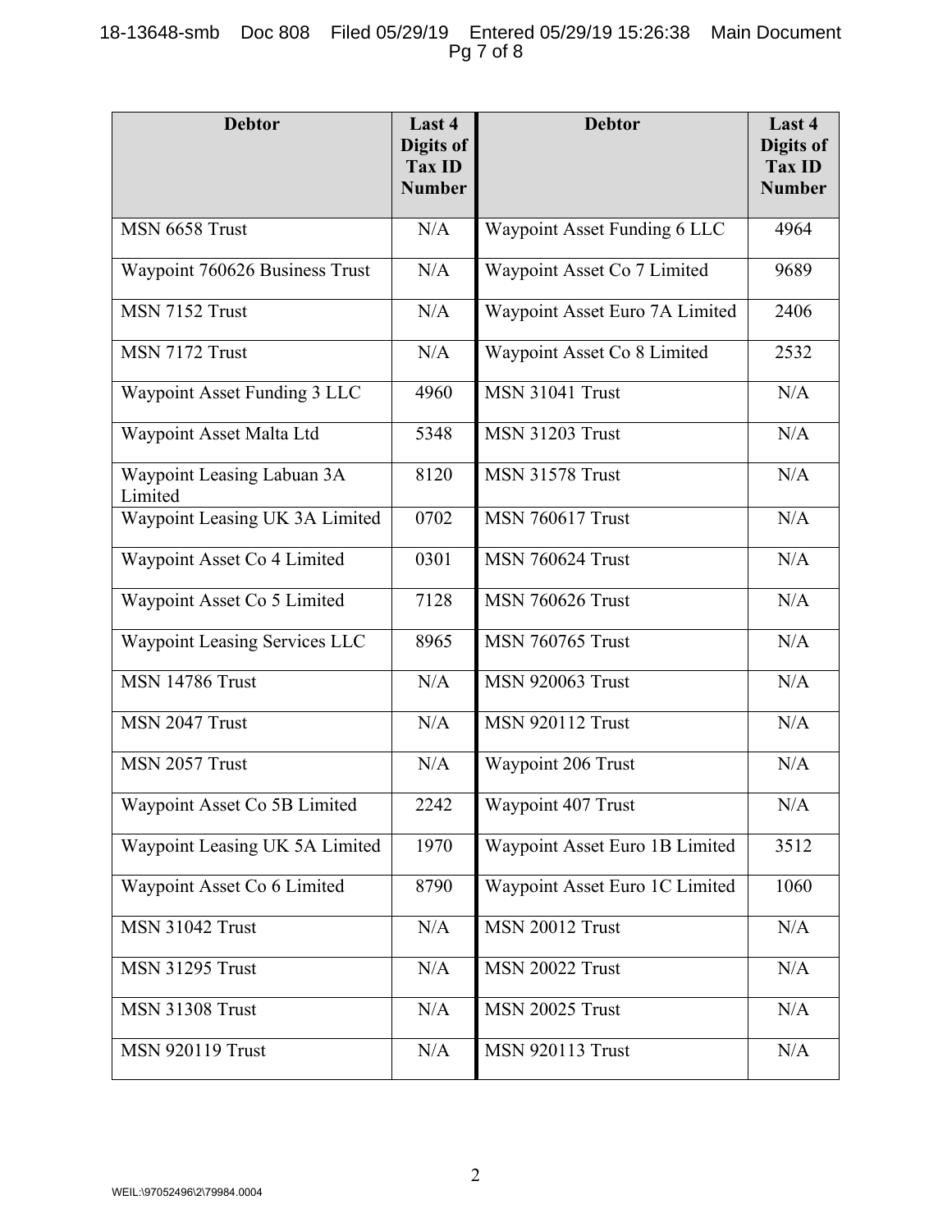| Debtor | Last 4 Digits of Tax ID Number | Debtor | Last 4 Digits of Tax ID Number |
|---|---|---|---|
| MSN 6658 Trust | N/A | Waypoint Asset Funding 6 LLC | 4964 |
| Waypoint 760626 Business Trust | N/A | Waypoint Asset Co 7 Limited | 9689 |
| MSN 7152 Trust | N/A | Waypoint Asset Euro 7A Limited | 2406 |
| MSN 7172 Trust | N/A | Waypoint Asset Co 8 Limited | 2532 |
| Waypoint Asset Funding 3 LLC | 4960 | MSN 31041 Trust | N/A |
| Waypoint Asset Malta Ltd | 5348 | MSN 31203 Trust | N/A |
| Waypoint Leasing Labuan 3A Limited | 8120 | MSN 31578 Trust | N/A |
| Waypoint Leasing UK 3A Limited | 0702 | MSN 760617 Trust | N/A |
| Waypoint Asset Co 4 Limited | 0301 | MSN 760624 Trust | N/A |
| Waypoint Asset Co 5 Limited | 7128 | MSN 760626 Trust | N/A |
| Waypoint Leasing Services LLC | 8965 | MSN 760765 Trust | N/A |
| MSN 14786 Trust | N/A | MSN 920063 Trust | N/A |
| MSN 2047 Trust | N/A | MSN 920112 Trust | N/A |
| MSN 2057 Trust | N/A | Waypoint 206 Trust | N/A |
| Waypoint Asset Co 5B Limited | 2242 | Waypoint 407 Trust | N/A |
| Waypoint Leasing UK 5A Limited | 1970 | Waypoint Asset Euro 1B Limited | 3512 |
| Waypoint Asset Co 6 Limited | 8790 | Waypoint Asset Euro 1C Limited | 1060 |
| MSN 31042 Trust | N/A | MSN 20012 Trust | N/A |
| MSN 31295 Trust | N/A | MSN 20022 Trust | N/A |
| MSN 31308 Trust | N/A | MSN 20025 Trust | N/A |
| MSN 920119 Trust | N/A | MSN 920113 Trust | N/A |

WEIL:\97052496\2\79984.0004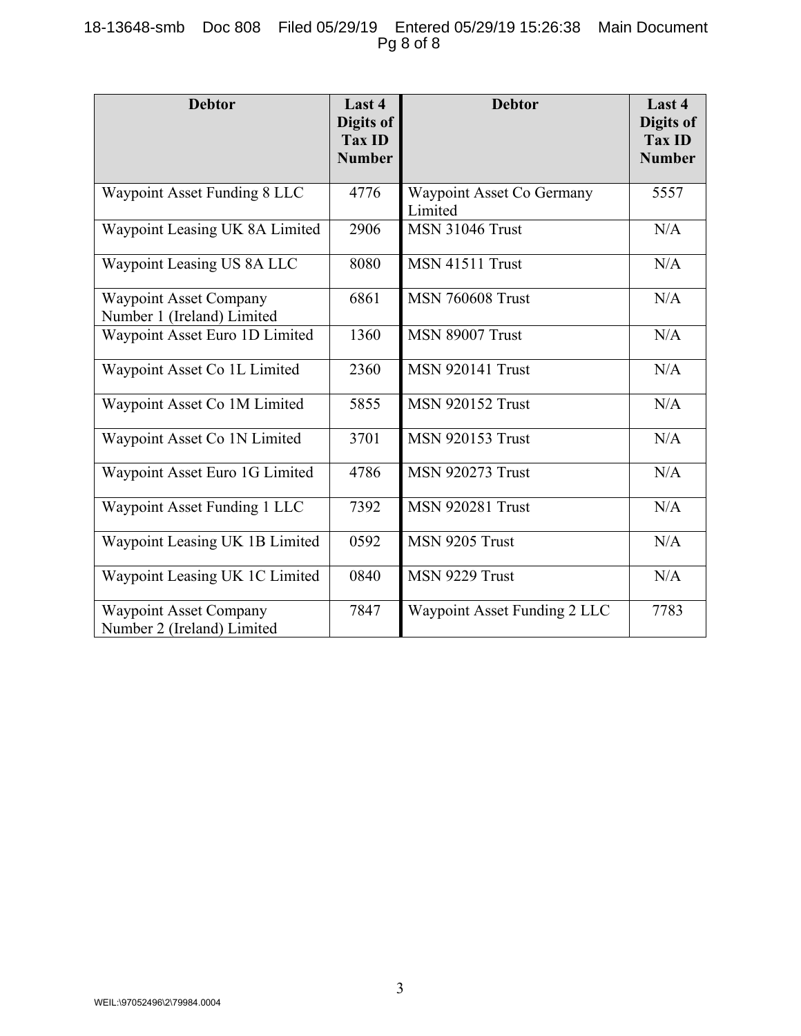| Debtor | Last 4 Digits of Tax ID Number | Debtor | Last 4 Digits of Tax ID Number |
|---|---|---|---|
| Waypoint Asset Funding 8 LLC | 4776 | Waypoint Asset Co Germany Limited | 5557 |
| Waypoint Leasing UK 8A Limited | 2906 | MSN 31046 Trust | N/A |
| Waypoint Leasing US 8A LLC | 8080 | MSN 41511 Trust | N/A |
| Waypoint Asset Company Number 1 (Ireland) Limited | 6861 | MSN 760608 Trust | N/A |
| Waypoint Asset Euro 1D Limited | 1360 | MSN 89007 Trust | N/A |
| Waypoint Asset Co 1L Limited | 2360 | MSN 920141 Trust | N/A |
| Waypoint Asset Co 1M Limited | 5855 | MSN 920152 Trust | N/A |
| Waypoint Asset Co 1N Limited | 3701 | MSN 920153 Trust | N/A |
| Waypoint Asset Euro 1G Limited | 4786 | MSN 920273 Trust | N/A |
| Waypoint Asset Funding 1 LLC | 7392 | MSN 920281 Trust | N/A |
| Waypoint Leasing UK 1B Limited | 0592 | MSN 9205 Trust | N/A |
| Waypoint Leasing UK 1C Limited | 0840 | MSN 9229 Trust | N/A |
| Waypoint Asset Company Number 2 (Ireland) Limited | 7847 | Waypoint Asset Funding 2 LLC | 7783 |

WEIL:\97052496\2\79984.0004